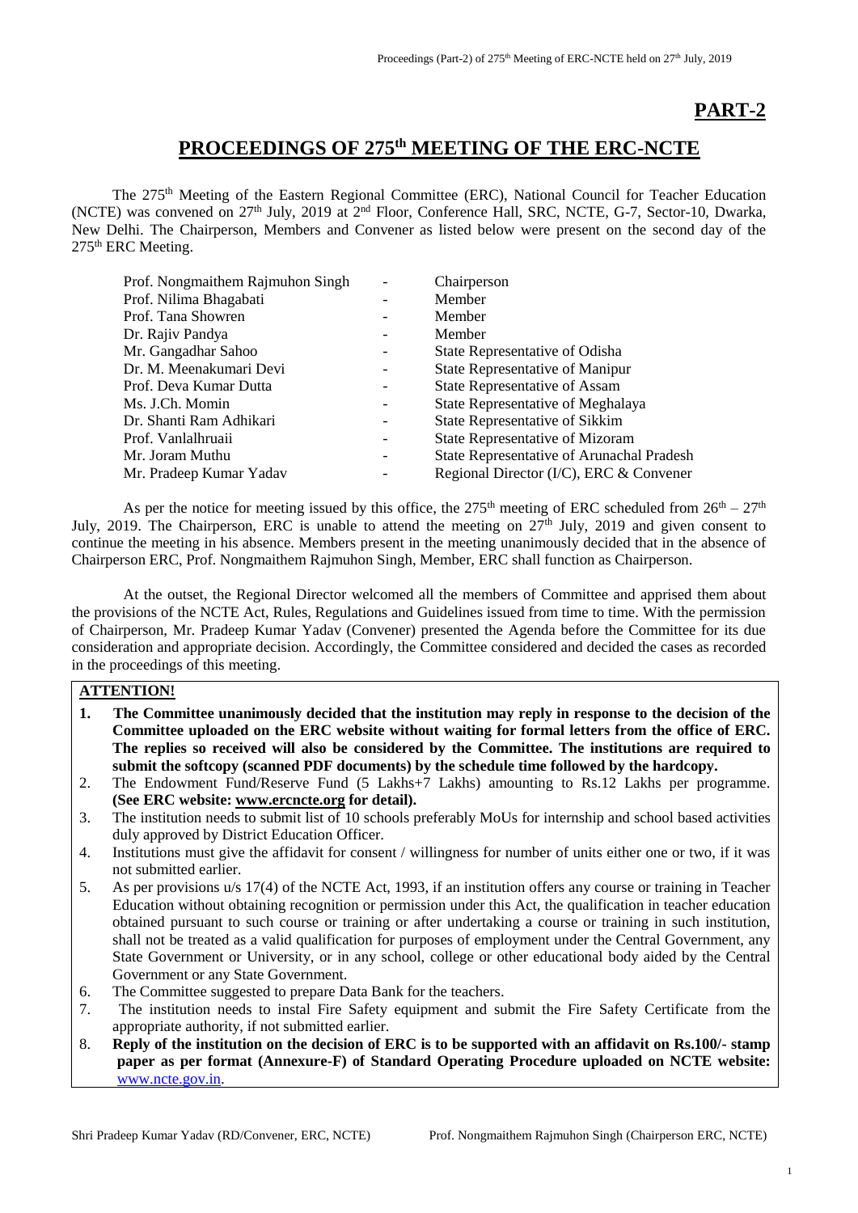## PART-2

# PROCEEDINGS OF 275th MEETING OF THE ERC-NCTE

The 275th Meeting of the Eastern Regional Committee (ERC), National Council for Teacher Education (NCTE) was convened on 27th July, 2019 at 2nd Floor, Conference Hall, SRC, NCTE, G-7, Sector-10, Dwarka, New Delhi. The Chairperson, Members and Convener as listed below were present on the second day of the 275th ERC Meeting.

| | | |
|---|---|---|
| Prof. Nongmaithem Rajmuhon Singh | - | Chairperson |
| Prof. Nilima Bhagabati | - | Member |
| Prof. Tana Showren | - | Member |
| Dr. Rajiv Pandya | - | Member |
| Mr. Gangadhar Sahoo | - | State Representative of Odisha |
| Dr. M. Meenakumari Devi | - | State Representative of Manipur |
| Prof. Deva Kumar Dutta | - | State Representative of Assam |
| Ms. J.Ch. Momin | - | State Representative of Meghalaya |
| Dr. Shanti Ram Adhikari | - | State Representative of Sikkim |
| Prof. Vanlalhruaii | - | State Representative of Mizoram |
| Mr. Joram Muthu | - | State Representative of Arunachal Pradesh |
| Mr. Pradeep Kumar Yadav | - | Regional Director (I/C), ERC & Convener |

As per the notice for meeting issued by this office, the 275th meeting of ERC scheduled from 26th – 27th July, 2019. The Chairperson, ERC is unable to attend the meeting on 27th July, 2019 and given consent to continue the meeting in his absence. Members present in the meeting unanimously decided that in the absence of Chairperson ERC, Prof. Nongmaithem Rajmuhon Singh, Member, ERC shall function as Chairperson.

At the outset, the Regional Director welcomed all the members of Committee and apprised them about the provisions of the NCTE Act, Rules, Regulations and Guidelines issued from time to time. With the permission of Chairperson, Mr. Pradeep Kumar Yadav (Convener) presented the Agenda before the Committee for its due consideration and appropriate decision. Accordingly, the Committee considered and decided the cases as recorded in the proceedings of this meeting.

**ATTENTION!**

1. **The Committee unanimously decided that the institution may reply in response to the decision of the Committee uploaded on the ERC website without waiting for formal letters from the office of ERC. The replies so received will also be considered by the Committee. The institutions are required to submit the softcopy (scanned PDF documents) by the schedule time followed by the hardcopy.**
2. The Endowment Fund/Reserve Fund (5 Lakhs+7 Lakhs) amounting to Rs.12 Lakhs per programme. **(See ERC website: www.ercncte.org for detail).**
3. The institution needs to submit list of 10 schools preferably MoUs for internship and school based activities duly approved by District Education Officer.
4. Institutions must give the affidavit for consent / willingness for number of units either one or two, if it was not submitted earlier.
5. As per provisions u/s 17(4) of the NCTE Act, 1993, if an institution offers any course or training in Teacher Education without obtaining recognition or permission under this Act, the qualification in teacher education obtained pursuant to such course or training or after undertaking a course or training in such institution, shall not be treated as a valid qualification for purposes of employment under the Central Government, any State Government or University, or in any school, college or other educational body aided by the Central Government or any State Government.
6. The Committee suggested to prepare Data Bank for the teachers.
7. The institution needs to instal Fire Safety equipment and submit the Fire Safety Certificate from the appropriate authority, if not submitted earlier.
8. **Reply of the institution on the decision of ERC is to be supported with an affidavit on Rs.100/- stamp paper as per format (Annexure-F) of Standard Operating Procedure uploaded on NCTE website:** www.ncte.gov.in.

Shri Pradeep Kumar Yadav (RD/Convener, ERC, NCTE) Prof. Nongmaithem Rajmuhon Singh (Chairperson ERC, NCTE)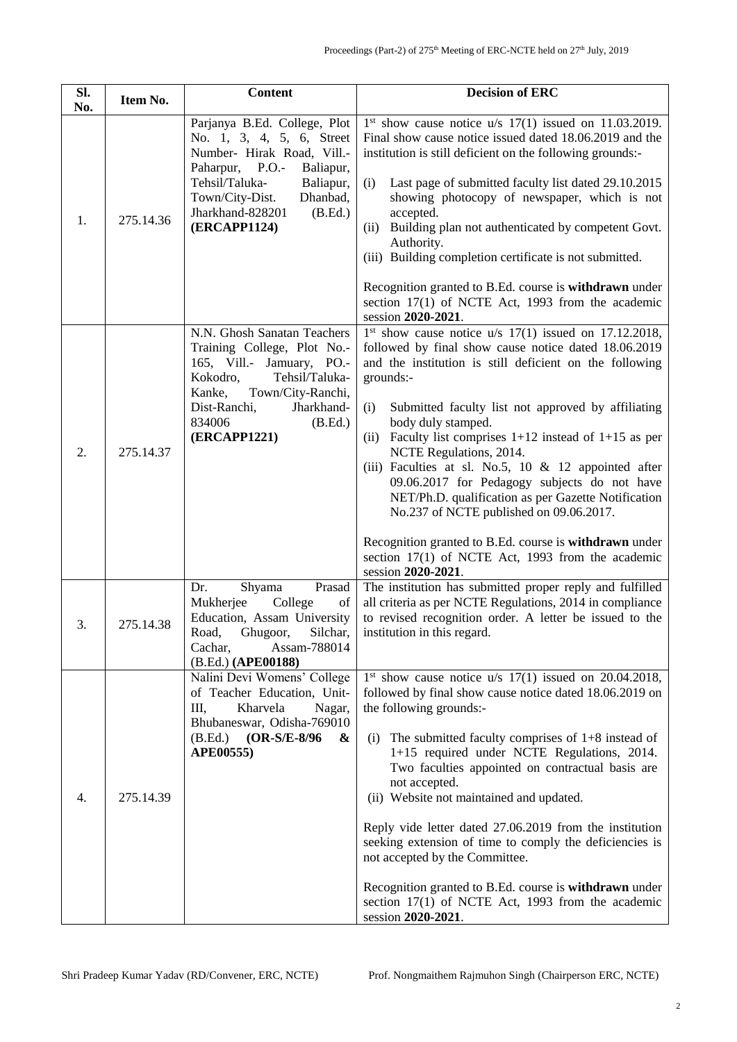| Sl. No. | Item No. | Content | Decision of ERC |
|---|---|---|---|
| 1. | 275.14.36 | Parjanya B.Ed. College, Plot No. 1, 3, 4, 5, 6, Street Number- Hirak Road, Vill.- Paharpur, P.O.- Baliapur, Tehsil/Taluka- Baliapur, Town/City-Dist. Dhanbad, Jharkhand-828201 (B.Ed.) **(ERCAPP1124)** | 1st show cause notice u/s 17(1) issued on 11.03.2019. Final show cause notice issued dated 18.06.2019 and the institution is still deficient on the following grounds:-<br><br>(i) Last page of submitted faculty list dated 29.10.2015 showing photocopy of newspaper, which is not accepted.<br>(ii) Building plan not authenticated by competent Govt. Authority.<br>(iii) Building completion certificate is not submitted.<br><br>Recognition granted to B.Ed. course is **withdrawn** under section 17(1) of NCTE Act, 1993 from the academic session **2020-2021**. |
| 2. | 275.14.37 | N.N. Ghosh Sanatan Teachers Training College, Plot No.- 165, Vill.- Jamuary, PO.- Kokodro, Tehsil/Taluka- Kanke, Town/City-Ranchi, Dist-Ranchi, Jharkhand-834006 (B.Ed.) **(ERCAPP1221)** | 1st show cause notice u/s 17(1) issued on 17.12.2018, followed by final show cause notice dated 18.06.2019 and the institution is still deficient on the following grounds:-<br><br>(i) Submitted faculty list not approved by affiliating body duly stamped.<br>(ii) Faculty list comprises 1+12 instead of 1+15 as per NCTE Regulations, 2014.<br>(iii) Faculties at sl. No.5, 10 & 12 appointed after 09.06.2017 for Pedagogy subjects do not have NET/Ph.D. qualification as per Gazette Notification No.237 of NCTE published on 09.06.2017.<br><br>Recognition granted to B.Ed. course is **withdrawn** under section 17(1) of NCTE Act, 1993 from the academic session **2020-2021**. |
| 3. | 275.14.38 | Dr. Shyama Prasad Mukherjee College of Education, Assam University Road, Ghugoor, Silchar, Cachar, Assam-788014 (B.Ed.) **(APE00188)** | The institution has submitted proper reply and fulfilled all criteria as per NCTE Regulations, 2014 in compliance to revised recognition order. A letter be issued to the institution in this regard. |
| 4. | 275.14.39 | Nalini Devi Womens' College of Teacher Education, Unit-III, Kharvela Nagar, Bhubaneswar, Odisha-769010 (B.Ed.) **(OR-S/E-8/96 & APE00555)** | 1st show cause notice u/s 17(1) issued on 20.04.2018, followed by final show cause notice dated 18.06.2019 on the following grounds:-<br><br>(i) The submitted faculty comprises of 1+8 instead of 1+15 required under NCTE Regulations, 2014. Two faculties appointed on contractual basis are not accepted.<br>(ii) Website not maintained and updated.<br><br>Reply vide letter dated 27.06.2019 from the institution seeking extension of time to comply the deficiencies is not accepted by the Committee.<br><br>Recognition granted to B.Ed. course is **withdrawn** under section 17(1) of NCTE Act, 1993 from the academic session **2020-2021**. |

Shri Pradeep Kumar Yadav (RD/Convener, ERC, NCTE) Prof. Nongmaithem Rajmuhon Singh (Chairperson ERC, NCTE)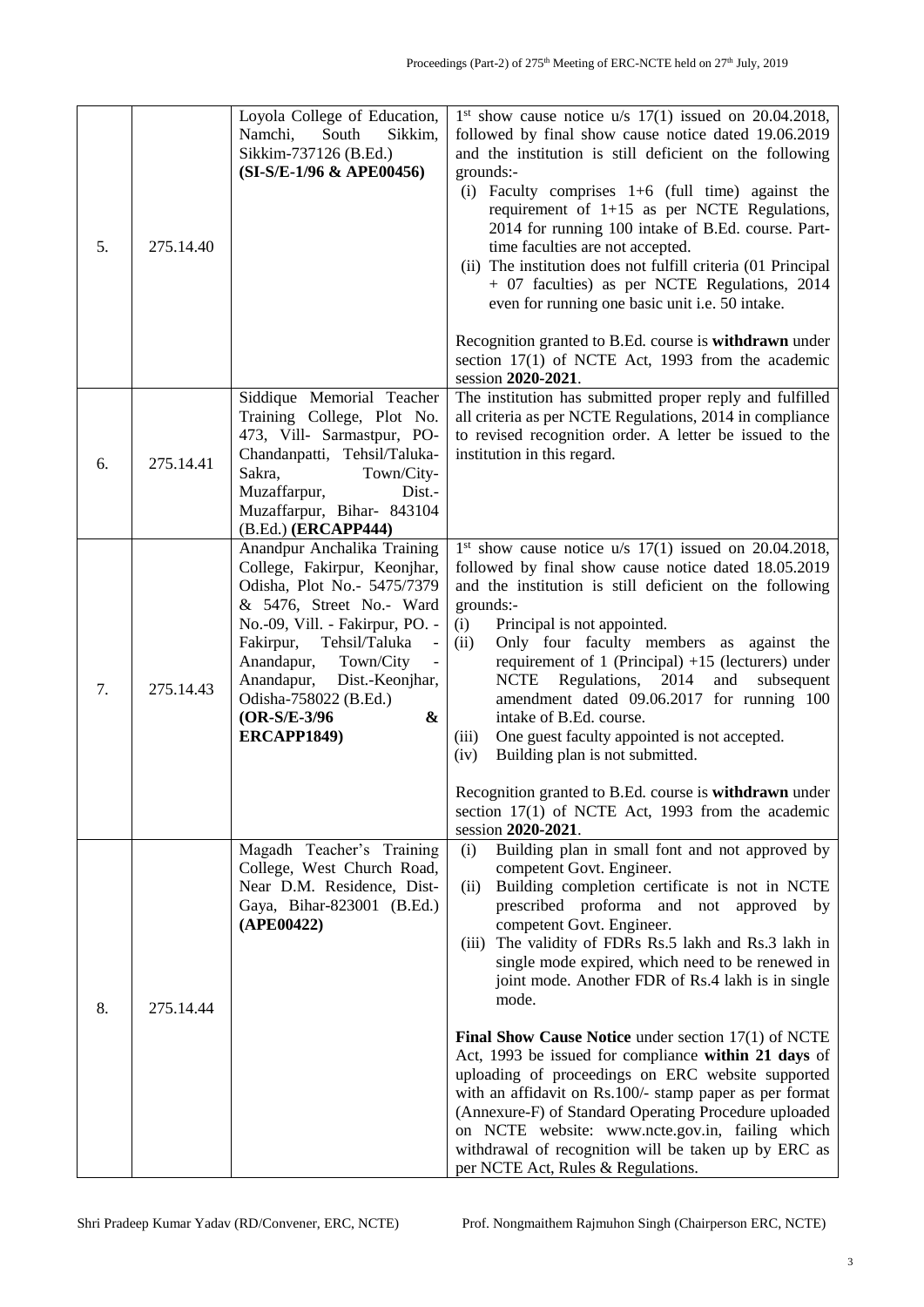| 5. | 275.14.40 | Loyola College of Education, Namchi, South Sikkim, Sikkim-737126 (B.Ed.) **(SI-S/E-1/96 & APE00456)** | 1st show cause notice u/s 17(1) issued on 20.04.2018, followed by final show cause notice dated 19.06.2019 and the institution is still deficient on the following grounds:- (i) Faculty comprises 1+6 (full time) against the requirement of 1+15 as per NCTE Regulations, 2014 for running 100 intake of B.Ed. course. Part-time faculties are not accepted. (ii) The institution does not fulfill criteria (01 Principal + 07 faculties) as per NCTE Regulations, 2014 even for running one basic unit i.e. 50 intake. Recognition granted to B.Ed. course is **withdrawn** under section 17(1) of NCTE Act, 1993 from the academic session **2020-2021**. |
|---|---|---|---|
| 6. | 275.14.41 | Siddique Memorial Teacher Training College, Plot No. 473, Vill- Sarmastpur, PO- Chandanpatti, Tehsil/Taluka- Sakra, Town/City- Muzaffarpur, Dist.- Muzaffarpur, Bihar- 843104 (B.Ed.) **(ERCAPP444)** | The institution has submitted proper reply and fulfilled all criteria as per NCTE Regulations, 2014 in compliance to revised recognition order. A letter be issued to the institution in this regard. |
| 7. | 275.14.43 | Anandpur Anchalika Training College, Fakirpur, Keonjhar, Odisha, Plot No.- 5475/7379 & 5476, Street No.- Ward No.-09, Vill. - Fakirpur, PO. - Fakirpur, Tehsil/Taluka - Anandapur, Town/City - Anandapur, Dist.-Keonjhar, Odisha-758022 (B.Ed.) **(OR-S/E-3/96 & ERCAPP1849)** | 1st show cause notice u/s 17(1) issued on 20.04.2018, followed by final show cause notice dated 18.05.2019 and the institution is still deficient on the following grounds:- (i) Principal is not appointed. (ii) Only four faculty members as against the requirement of 1 (Principal) +15 (lecturers) under NCTE Regulations, 2014 and subsequent amendment dated 09.06.2017 for running 100 intake of B.Ed. course. (iii) One guest faculty appointed is not accepted. (iv) Building plan is not submitted. Recognition granted to B.Ed. course is **withdrawn** under section 17(1) of NCTE Act, 1993 from the academic session **2020-2021**. |
| 8. | 275.14.44 | Magadh Teacher's Training College, West Church Road, Near D.M. Residence, Dist- Gaya, Bihar-823001 (B.Ed.) **(APE00422)** | (i) Building plan in small font and not approved by competent Govt. Engineer. (ii) Building completion certificate is not in NCTE prescribed proforma and not approved by competent Govt. Engineer. (iii) The validity of FDRs Rs.5 lakh and Rs.3 lakh in single mode expired, which need to be renewed in joint mode. Another FDR of Rs.4 lakh is in single mode. **Final Show Cause Notice** under section 17(1) of NCTE Act, 1993 be issued for compliance **within 21 days** of uploading of proceedings on ERC website supported with an affidavit on Rs.100/- stamp paper as per format (Annexure-F) of Standard Operating Procedure uploaded on NCTE website: www.ncte.gov.in, failing which withdrawal of recognition will be taken up by ERC as per NCTE Act, Rules & Regulations. |

Shri Pradeep Kumar Yadav (RD/Convener, ERC, NCTE) Prof. Nongmaithem Rajmuhon Singh (Chairperson ERC, NCTE)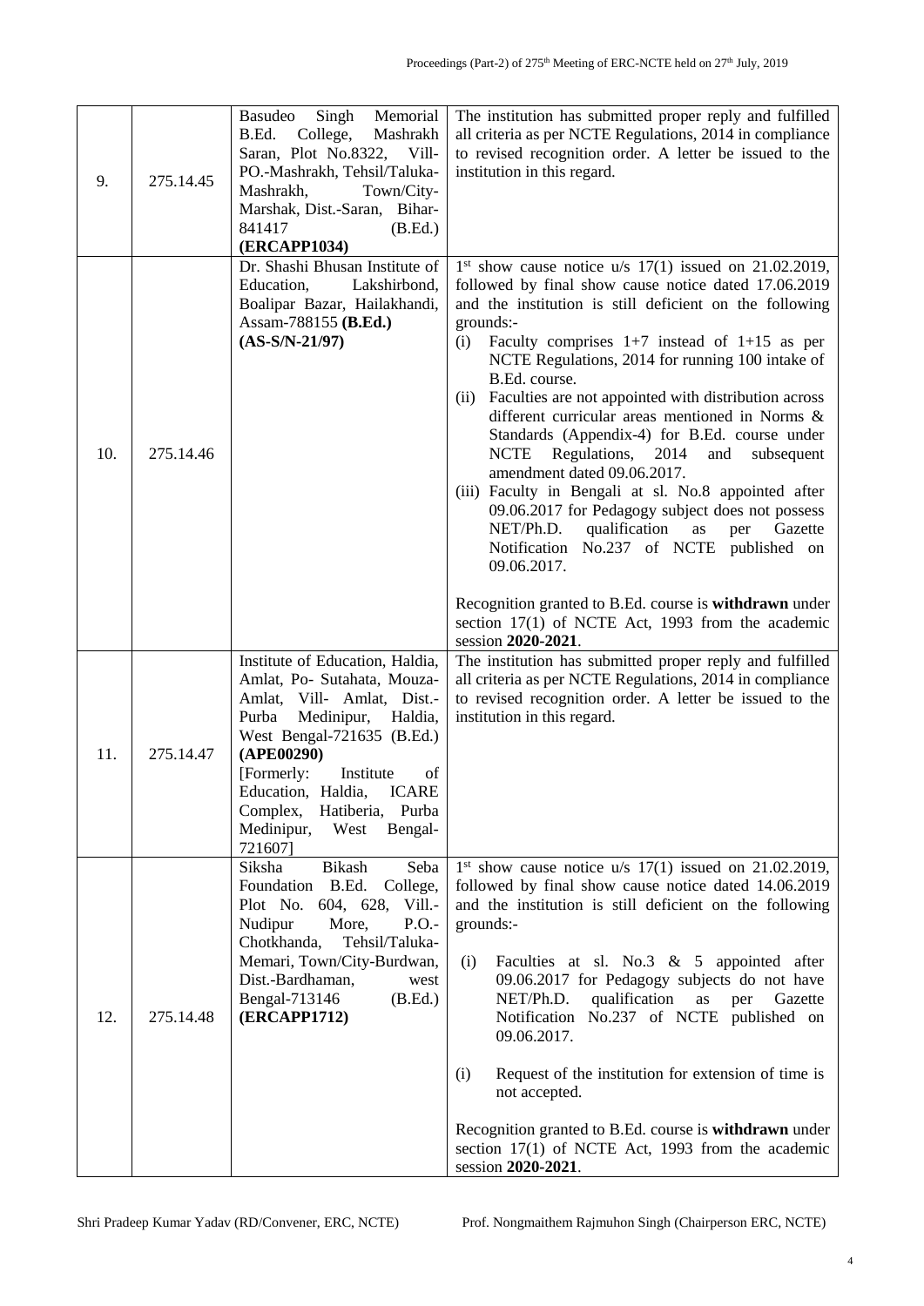| 9. | 275.14.45 | Basudeo Singh Memorial B.Ed. College, Mashrakh Saran, Plot No.8322, Vill-PO.-Mashrakh, Tehsil/Taluka-Mashrakh, Town/City-Marshak, Dist.-Saran, Bihar-841417 (B.Ed.) **(ERCAPP1034)** | The institution has submitted proper reply and fulfilled all criteria as per NCTE Regulations, 2014 in compliance to revised recognition order. A letter be issued to the institution in this regard. |
|---|---|---|---|
| 10. | 275.14.46 | Dr. Shashi Bhusan Institute of Education, Lakshirbond, Boalipar Bazar, Hailakhandi, Assam-788155 **(B.Ed.)** **(AS-S/N-21/97)** | 1st show cause notice u/s 17(1) issued on 21.02.2019, followed by final show cause notice dated 17.06.2019 and the institution is still deficient on the following grounds:-<br>(i) Faculty comprises 1+7 instead of 1+15 as per NCTE Regulations, 2014 for running 100 intake of B.Ed. course.<br>(ii) Faculties are not appointed with distribution across different curricular areas mentioned in Norms & Standards (Appendix-4) for B.Ed. course under NCTE Regulations, 2014 and subsequent amendment dated 09.06.2017.<br>(iii) Faculty in Bengali at sl. No.8 appointed after 09.06.2017 for Pedagogy subject does not possess NET/Ph.D. qualification as per Gazette Notification No.237 of NCTE published on 09.06.2017.<br><br>Recognition granted to B.Ed. course is **withdrawn** under section 17(1) of NCTE Act, 1993 from the academic session **2020-2021**. |
| 11. | 275.14.47 | Institute of Education, Haldia, Amlat, Po- Sutahata, Mouza-Amlat, Vill- Amlat, Dist.-Purba Medinipur, Haldia, West Bengal-721635 (B.Ed.) **(APE00290)** [Formerly: Institute of Education, Haldia, ICARE Complex, Hatiberia, Purba Medinipur, West Bengal-721607] | The institution has submitted proper reply and fulfilled all criteria as per NCTE Regulations, 2014 in compliance to revised recognition order. A letter be issued to the institution in this regard. |
| 12. | 275.14.48 | Siksha Bikash Seba Foundation B.Ed. College, Plot No. 604, 628, Vill.-Nudipur More, P.O.-Chotkhanda, Tehsil/Taluka-Memari, Town/City-Burdwan, Dist.-Bardhaman, west Bengal-713146 (B.Ed.) **(ERCAPP1712)** | 1st show cause notice u/s 17(1) issued on 21.02.2019, followed by final show cause notice dated 14.06.2019 and the institution is still deficient on the following grounds:-<br><br>(i) Faculties at sl. No.3 & 5 appointed after 09.06.2017 for Pedagogy subjects do not have NET/Ph.D. qualification as per Gazette Notification No.237 of NCTE published on 09.06.2017.<br><br>(i) Request of the institution for extension of time is not accepted.<br><br>Recognition granted to B.Ed. course is **withdrawn** under section 17(1) of NCTE Act, 1993 from the academic session **2020-2021**. |

Shri Pradeep Kumar Yadav (RD/Convener, ERC, NCTE) Prof. Nongmaithem Rajmuhon Singh (Chairperson ERC, NCTE)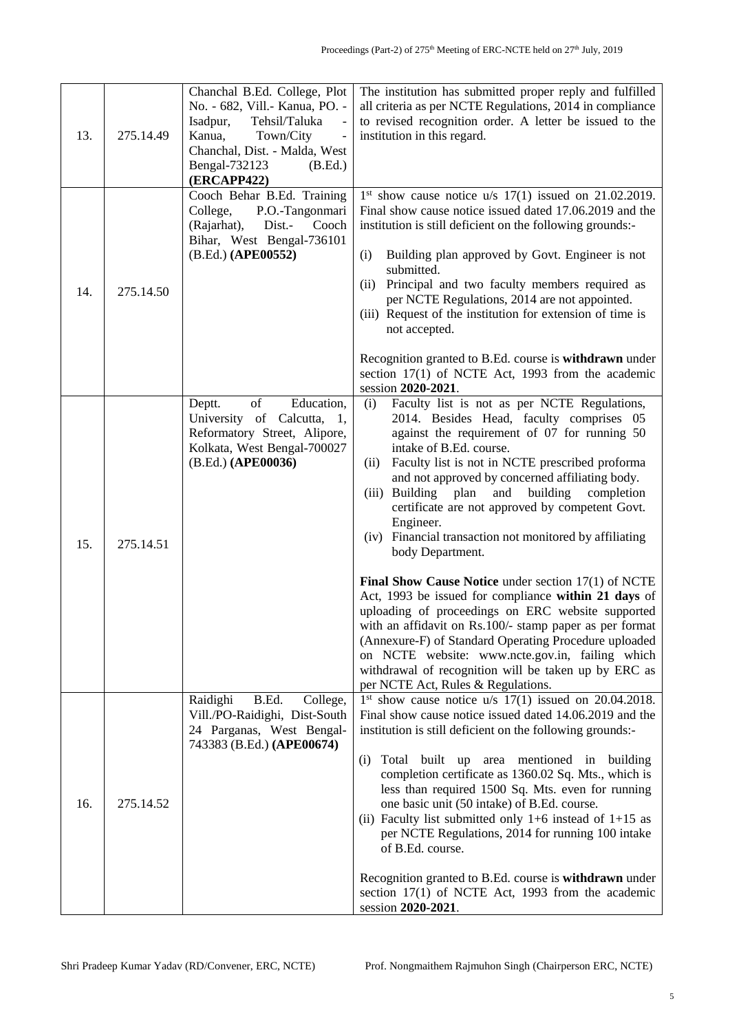| 13. | 275.14.49 | Chanchal B.Ed. College, Plot No. - 682, Vill.- Kanua, PO. - Isadpur, Tehsil/Taluka - Kanua, Town/City - Chanchal, Dist. - Malda, West Bengal-732123 (B.Ed.) **(ERCAPP422)** | The institution has submitted proper reply and fulfilled all criteria as per NCTE Regulations, 2014 in compliance to revised recognition order. A letter be issued to the institution in this regard. |
|---|---|---|---|
| 14. | 275.14.50 | Cooch Behar B.Ed. Training College, P.O.-Tangonmari (Rajarhat), Dist.- Cooch Bihar, West Bengal-736101 (B.Ed.) **(APE00552)** | 1st show cause notice u/s 17(1) issued on 21.02.2019. Final show cause notice issued dated 17.06.2019 and the institution is still deficient on the following grounds:-<br><br>(i) Building plan approved by Govt. Engineer is not submitted.<br>(ii) Principal and two faculty members required as per NCTE Regulations, 2014 are not appointed.<br>(iii) Request of the institution for extension of time is not accepted.<br><br>Recognition granted to B.Ed. course is **withdrawn** under section 17(1) of NCTE Act, 1993 from the academic session **2020-2021**. |
| 15. | 275.14.51 | Deptt. of Education, University of Calcutta, 1, Reformatory Street, Alipore, Kolkata, West Bengal-700027 (B.Ed.) **(APE00036)** | (i) Faculty list is not as per NCTE Regulations, 2014. Besides Head, faculty comprises 05 against the requirement of 07 for running 50 intake of B.Ed. course.<br>(ii) Faculty list is not in NCTE prescribed proforma and not approved by concerned affiliating body.<br>(iii) Building plan and building completion certificate are not approved by competent Govt. Engineer.<br>(iv) Financial transaction not monitored by affiliating body Department.<br><br>**Final Show Cause Notice** under section 17(1) of NCTE Act, 1993 be issued for compliance **within 21 days** of uploading of proceedings on ERC website supported with an affidavit on Rs.100/- stamp paper as per format (Annexure-F) of Standard Operating Procedure uploaded on NCTE website: www.ncte.gov.in, failing which withdrawal of recognition will be taken up by ERC as per NCTE Act, Rules & Regulations. |
| 16. | 275.14.52 | Raidighi B.Ed. College, Vill./PO-Raidighi, Dist-South 24 Parganas, West Bengal-743383 (B.Ed.) **(APE00674)** | 1st show cause notice u/s 17(1) issued on 20.04.2018. Final show cause notice issued dated 14.06.2019 and the institution is still deficient on the following grounds:-<br><br>(i) Total built up area mentioned in building completion certificate as 1360.02 Sq. Mts., which is less than required 1500 Sq. Mts. even for running one basic unit (50 intake) of B.Ed. course.<br>(ii) Faculty list submitted only 1+6 instead of 1+15 as per NCTE Regulations, 2014 for running 100 intake of B.Ed. course.<br><br>Recognition granted to B.Ed. course is **withdrawn** under section 17(1) of NCTE Act, 1993 from the academic session **2020-2021**. |

Shri Pradeep Kumar Yadav (RD/Convener, ERC, NCTE) Prof. Nongmaithem Rajmuhon Singh (Chairperson ERC, NCTE)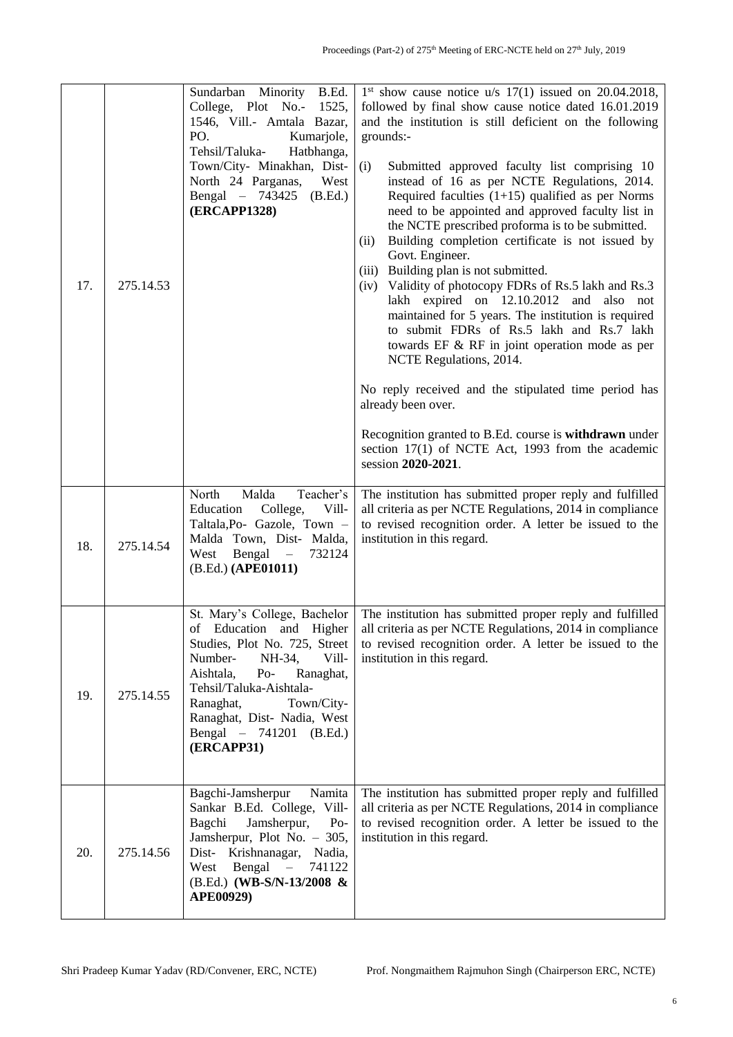| 17. | 275.14.53 | Sundarban Minority B.Ed. College, Plot No.- 1525, 1546, Vill.- Amtala Bazar, PO. Kumarjole, Tehsil/Taluka- Hatbhanga, Town/City- Minakhan, Dist- North 24 Parganas, West Bengal – 743425 (B.Ed.) **(ERCAPP1328)** | 1[st] show cause notice u/s 17(1) issued on 20.04.2018, followed by final show cause notice dated 16.01.2019 and the institution is still deficient on the following grounds:-<br>(i) Submitted approved faculty list comprising 10 instead of 16 as per NCTE Regulations, 2014. Required faculties (1+15) qualified as per Norms need to be appointed and approved faculty list in the NCTE prescribed proforma is to be submitted.<br>(ii) Building completion certificate is not issued by Govt. Engineer.<br>(iii) Building plan is not submitted.<br>(iv) Validity of photocopy FDRs of Rs.5 lakh and Rs.3 lakh expired on 12.10.2012 and also not maintained for 5 years. The institution is required to submit FDRs of Rs.5 lakh and Rs.7 lakh towards EF & RF in joint operation mode as per NCTE Regulations, 2014.<br><br>No reply received and the stipulated time period has already been over.<br><br>Recognition granted to B.Ed. course is **withdrawn** under section 17(1) of NCTE Act, 1993 from the academic session **2020-2021**. |
|---|---|---|---|
| 18. | 275.14.54 | North Malda Teacher's Education College, Vill- Taltala,Po- Gazole, Town – Malda Town, Dist- Malda, West Bengal – 732124 (B.Ed.) **(APE01011)** | The institution has submitted proper reply and fulfilled all criteria as per NCTE Regulations, 2014 in compliance to revised recognition order. A letter be issued to the institution in this regard. |
| 19. | 275.14.55 | St. Mary's College, Bachelor of Education and Higher Studies, Plot No. 725, Street Number- NH-34, Vill- Aishtala, Po- Ranaghat, Tehsil/Taluka-Aishtala-Ranaghat, Town/City- Ranaghat, Dist- Nadia, West Bengal – 741201 (B.Ed.) **(ERCAPP31)** | The institution has submitted proper reply and fulfilled all criteria as per NCTE Regulations, 2014 in compliance to revised recognition order. A letter be issued to the institution in this regard. |
| 20. | 275.14.56 | Bagchi-Jamsherpur Namita Sankar B.Ed. College, Vill- Bagchi Jamsherpur, Po- Jamsherpur, Plot No. – 305, Dist- Krishnanagar, Nadia, West Bengal – 741122 (B.Ed.) **(WB-S/N-13/2008 & APE00929)** | The institution has submitted proper reply and fulfilled all criteria as per NCTE Regulations, 2014 in compliance to revised recognition order. A letter be issued to the institution in this regard. |

Shri Pradeep Kumar Yadav (RD/Convener, ERC, NCTE) Prof. Nongmaithem Rajmuhon Singh (Chairperson ERC, NCTE)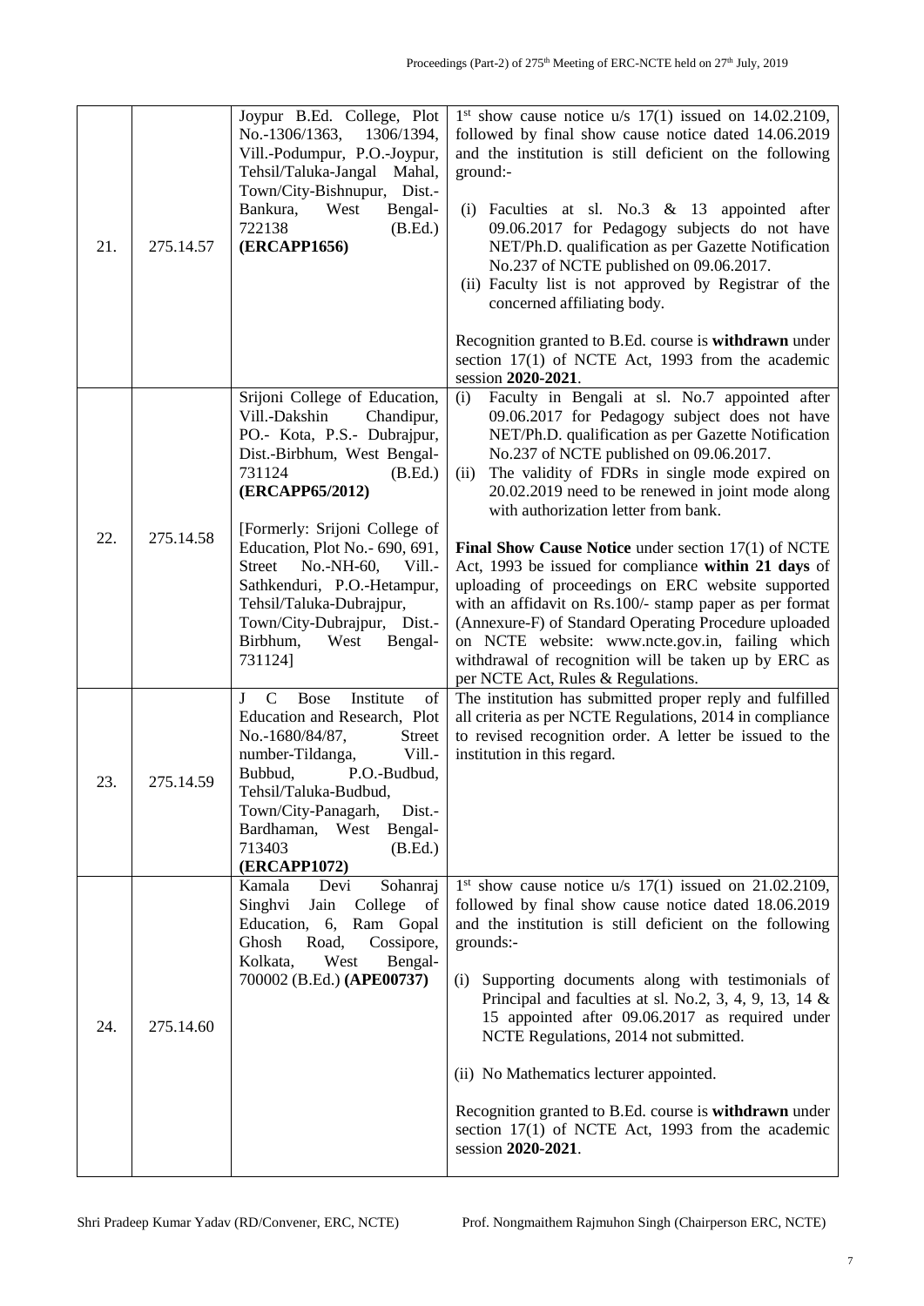| 21. | 275.14.57 | Joypur B.Ed. College, Plot No.-1306/1363, 1306/1394, Vill.-Podumpur, P.O.-Joypur, Tehsil/Taluka-Jangal Mahal, Town/City-Bishnupur, Dist.-Bankura, West Bengal-722138 (B.Ed.) **(ERCAPP1656)** | 1st show cause notice u/s 17(1) issued on 14.02.2109, followed by final show cause notice dated 14.06.2019 and the institution is still deficient on the following ground:-<br><br>(i) Faculties at sl. No.3 & 13 appointed after 09.06.2017 for Pedagogy subjects do not have NET/Ph.D. qualification as per Gazette Notification No.237 of NCTE published on 09.06.2017.<br>(ii) Faculty list is not approved by Registrar of the concerned affiliating body.<br><br>Recognition granted to B.Ed. course is **withdrawn** under section 17(1) of NCTE Act, 1993 from the academic session **2020-2021**. |
|---|---|---|---|
| 22. | 275.14.58 | Srijoni College of Education, Vill.-Dakshin Chandipur, PO.- Kota, P.S.- Dubrajpur, Dist.-Birbhum, West Bengal-731124 (B.Ed.) **(ERCAPP65/2012)**<br><br>[Formerly: Srijoni College of Education, Plot No.- 690, 691, Street No.-NH-60, Vill.-Sathkenduri, P.O.-Hetampur, Tehsil/Taluka-Dubrajpur, Town/City-Dubrajpur, Dist.-Birbhum, West Bengal-731124] | (i) Faculty in Bengali at sl. No.7 appointed after 09.06.2017 for Pedagogy subject does not have NET/Ph.D. qualification as per Gazette Notification No.237 of NCTE published on 09.06.2017.<br>(ii) The validity of FDRs in single mode expired on 20.02.2019 need to be renewed in joint mode along with authorization letter from bank.<br><br>**Final Show Cause Notice** under section 17(1) of NCTE Act, 1993 be issued for compliance **within 21 days** of uploading of proceedings on ERC website supported with an affidavit on Rs.100/- stamp paper as per format (Annexure-F) of Standard Operating Procedure uploaded on NCTE website: www.ncte.gov.in, failing which withdrawal of recognition will be taken up by ERC as per NCTE Act, Rules & Regulations. |
| 23. | 275.14.59 | J C Bose Institute of Education and Research, Plot No.-1680/84/87, Street number-Tildanga, Vill.-Bubbud, P.O.-Budbud, Tehsil/Taluka-Budbud, Town/City-Panagarh, Dist.-Bardhaman, West Bengal-713403 (B.Ed.) **(ERCAPP1072)** | The institution has submitted proper reply and fulfilled all criteria as per NCTE Regulations, 2014 in compliance to revised recognition order. A letter be issued to the institution in this regard. |
| 24. | 275.14.60 | Kamala Devi Sohanraj Singhvi Jain College of Education, 6, Ram Gopal Ghosh Road, Cossipore, Kolkata, West Bengal-700002 (B.Ed.) **(APE00737)** | 1st show cause notice u/s 17(1) issued on 21.02.2109, followed by final show cause notice dated 18.06.2019 and the institution is still deficient on the following grounds:-<br><br>(i) Supporting documents along with testimonials of Principal and faculties at sl. No.2, 3, 4, 9, 13, 14 & 15 appointed after 09.06.2017 as required under NCTE Regulations, 2014 not submitted.<br><br>(ii) No Mathematics lecturer appointed.<br><br>Recognition granted to B.Ed. course is **withdrawn** under section 17(1) of NCTE Act, 1993 from the academic session **2020-2021**. |

Shri Pradeep Kumar Yadav (RD/Convener, ERC, NCTE)    Prof. Nongmaithem Rajmuhon Singh (Chairperson ERC, NCTE)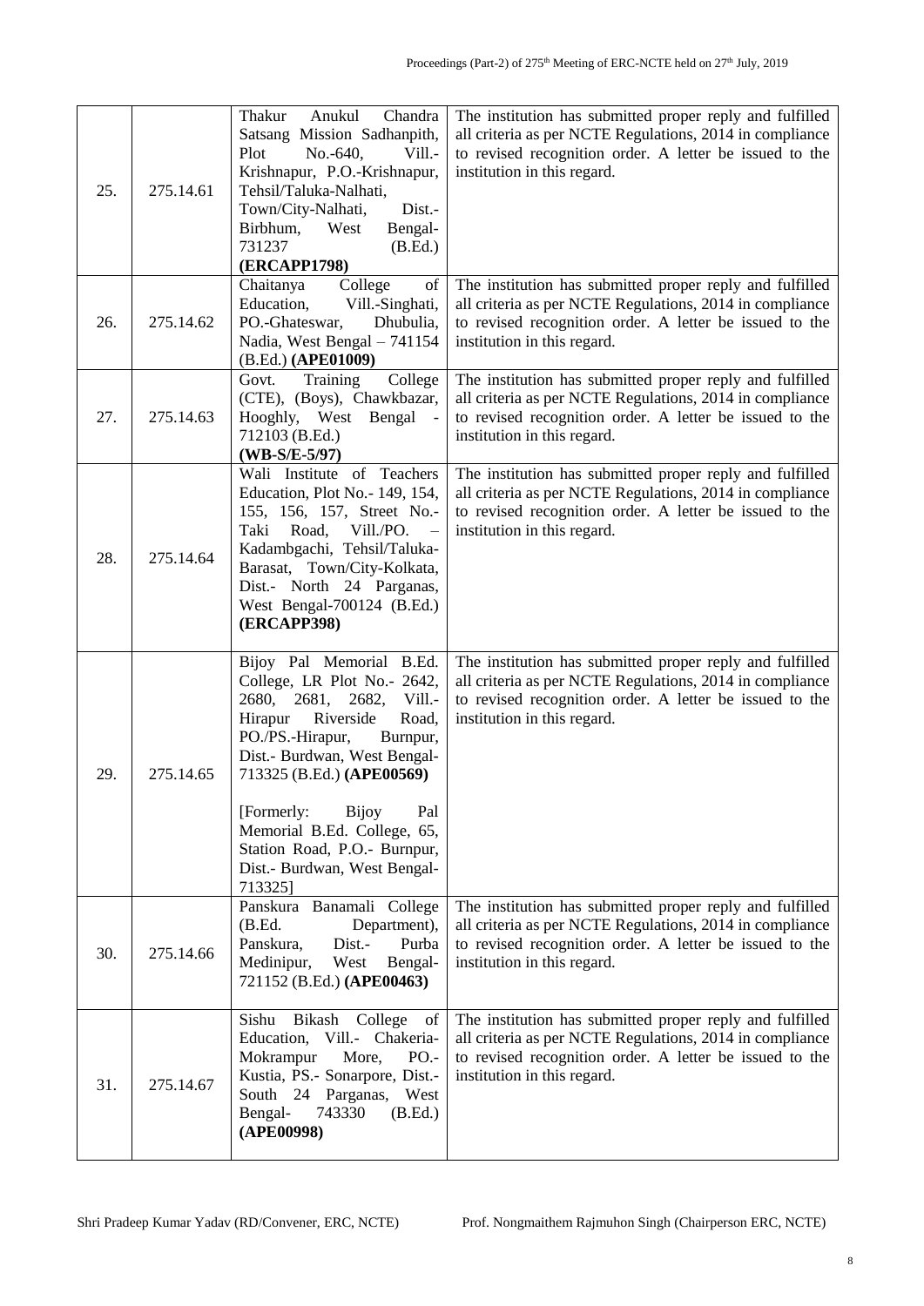| 25. | 275.14.61 | Thakur Anukul Chandra Satsang Mission Sadhanpith, Plot No.-640, Vill.-Krishnapur, P.O.-Krishnapur, Tehsil/Taluka-Nalhati, Town/City-Nalhati, Dist.-Birbhum, West Bengal-731237 (B.Ed.) **(ERCAPP1798)** | The institution has submitted proper reply and fulfilled all criteria as per NCTE Regulations, 2014 in compliance to revised recognition order. A letter be issued to the institution in this regard. |
|---|---|---|---|
| 26. | 275.14.62 | Chaitanya College of Education, Vill.-Singhati, PO.-Ghateswar, Dhubulia, Nadia, West Bengal – 741154 (B.Ed.) **(APE01009)** | The institution has submitted proper reply and fulfilled all criteria as per NCTE Regulations, 2014 in compliance to revised recognition order. A letter be issued to the institution in this regard. |
| 27. | 275.14.63 | Govt. Training College (CTE), (Boys), Chawkbazar, Hooghly, West Bengal - 712103 (B.Ed.) **(WB-S/E-5/97)** | The institution has submitted proper reply and fulfilled all criteria as per NCTE Regulations, 2014 in compliance to revised recognition order. A letter be issued to the institution in this regard. |
| 28. | 275.14.64 | Wali Institute of Teachers Education, Plot No.- 149, 154, 155, 156, 157, Street No.- Taki Road, Vill./PO. – Kadambgachi, Tehsil/Taluka-Barasat, Town/City-Kolkata, Dist.- North 24 Parganas, West Bengal-700124 (B.Ed.) **(ERCAPP398)** | The institution has submitted proper reply and fulfilled all criteria as per NCTE Regulations, 2014 in compliance to revised recognition order. A letter be issued to the institution in this regard. |
| 29. | 275.14.65 | Bijoy Pal Memorial B.Ed. College, LR Plot No.- 2642, 2680, 2681, 2682, Vill.-Hirapur Riverside Road, PO./PS.-Hirapur, Burnpur, Dist.- Burdwan, West Bengal-713325 (B.Ed.) **(APE00569)**<br><br>[Formerly: Bijoy Pal Memorial B.Ed. College, 65, Station Road, P.O.- Burnpur, Dist.- Burdwan, West Bengal-713325] | The institution has submitted proper reply and fulfilled all criteria as per NCTE Regulations, 2014 in compliance to revised recognition order. A letter be issued to the institution in this regard. |
| 30. | 275.14.66 | Panskura Banamali College (B.Ed. Department), Panskura, Dist.- Purba Medinipur, West Bengal-721152 (B.Ed.) **(APE00463)** | The institution has submitted proper reply and fulfilled all criteria as per NCTE Regulations, 2014 in compliance to revised recognition order. A letter be issued to the institution in this regard. |
| 31. | 275.14.67 | Sishu Bikash College of Education, Vill.- Chakeria-Mokrampur More, PO.-Kustia, PS.- Sonarpore, Dist.-South 24 Parganas, West Bengal- 743330 (B.Ed.) **(APE00998)** | The institution has submitted proper reply and fulfilled all criteria as per NCTE Regulations, 2014 in compliance to revised recognition order. A letter be issued to the institution in this regard. |

Shri Pradeep Kumar Yadav (RD/Convener, ERC, NCTE) Prof. Nongmaithem Rajmuhon Singh (Chairperson ERC, NCTE)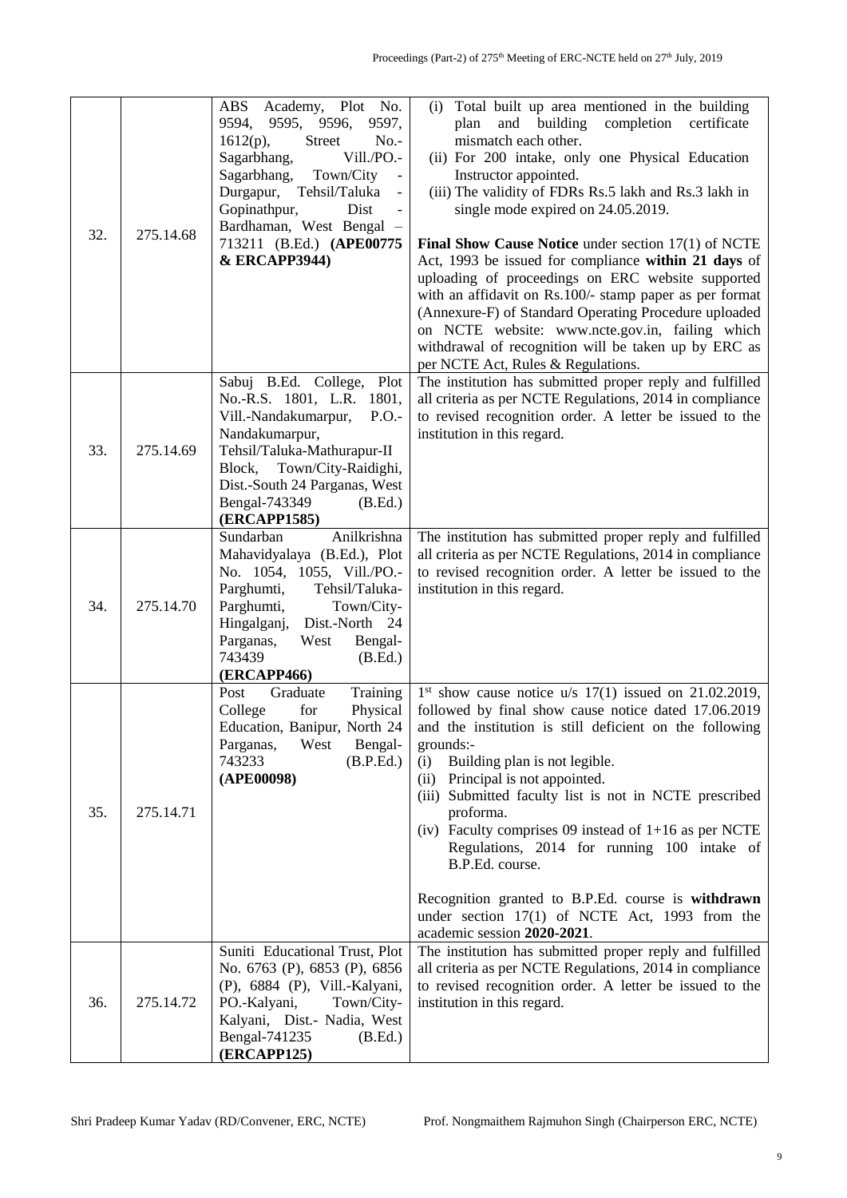| 32. | 275.14.68 | ABS Academy, Plot No. 9594, 9595, 9596, 9597, 1612(p), Street No.- Sagarbhang, Vill./PO.- Sagarbhang, Town/City - Durgapur, Tehsil/Taluka - Gopinathpur, Dist - Bardhaman, West Bengal – 713211 (B.Ed.) **(APE00775 & ERCAPP3944)** | (i) Total built up area mentioned in the building plan and building completion certificate mismatch each other.<br>(ii) For 200 intake, only one Physical Education Instructor appointed.<br>(iii) The validity of FDRs Rs.5 lakh and Rs.3 lakh in single mode expired on 24.05.2019.<br><br>**Final Show Cause Notice** under section 17(1) of NCTE Act, 1993 be issued for compliance **within 21 days** of uploading of proceedings on ERC website supported with an affidavit on Rs.100/- stamp paper as per format (Annexure-F) of Standard Operating Procedure uploaded on NCTE website: www.ncte.gov.in, failing which withdrawal of recognition will be taken up by ERC as per NCTE Act, Rules & Regulations. |
|---|---|---|---|
| 33. | 275.14.69 | Sabuj B.Ed. College, Plot No.-R.S. 1801, L.R. 1801, Vill.-Nandakumarpur, P.O.- Nandakumarpur, Tehsil/Taluka-Mathurapur-II Block, Town/City-Raidighi, Dist.-South 24 Parganas, West Bengal-743349 (B.Ed.) **(ERCAPP1585)** | The institution has submitted proper reply and fulfilled all criteria as per NCTE Regulations, 2014 in compliance to revised recognition order. A letter be issued to the institution in this regard. |
| 34. | 275.14.70 | Sundarban Anilkrishna Mahavidyalaya (B.Ed.), Plot No. 1054, 1055, Vill./PO.- Parghumti, Tehsil/Taluka- Parghumti, Town/City- Hingalganj, Dist.-North 24 Parganas, West Bengal- 743439 (B.Ed.) **(ERCAPP466)** | The institution has submitted proper reply and fulfilled all criteria as per NCTE Regulations, 2014 in compliance to revised recognition order. A letter be issued to the institution in this regard. |
| 35. | 275.14.71 | Post Graduate Training College for Physical Education, Banipur, North 24 Parganas, West Bengal- 743233 (B.P.Ed.) **(APE00098)** | 1st show cause notice u/s 17(1) issued on 21.02.2019, followed by final show cause notice dated 17.06.2019 and the institution is still deficient on the following grounds:-<br>(i) Building plan is not legible.<br>(ii) Principal is not appointed.<br>(iii) Submitted faculty list is not in NCTE prescribed proforma.<br>(iv) Faculty comprises 09 instead of 1+16 as per NCTE Regulations, 2014 for running 100 intake of B.P.Ed. course.<br><br>Recognition granted to B.P.Ed. course is **withdrawn** under section 17(1) of NCTE Act, 1993 from the academic session **2020-2021**. |
| 36. | 275.14.72 | Suniti Educational Trust, Plot No. 6763 (P), 6853 (P), 6856 (P), 6884 (P), Vill.-Kalyani, PO.-Kalyani, Town/City- Kalyani, Dist.- Nadia, West Bengal-741235 (B.Ed.) **(ERCAPP125)** | The institution has submitted proper reply and fulfilled all criteria as per NCTE Regulations, 2014 in compliance to revised recognition order. A letter be issued to the institution in this regard. |

Shri Pradeep Kumar Yadav (RD/Convener, ERC, NCTE) Prof. Nongmaithem Rajmuhon Singh (Chairperson ERC, NCTE)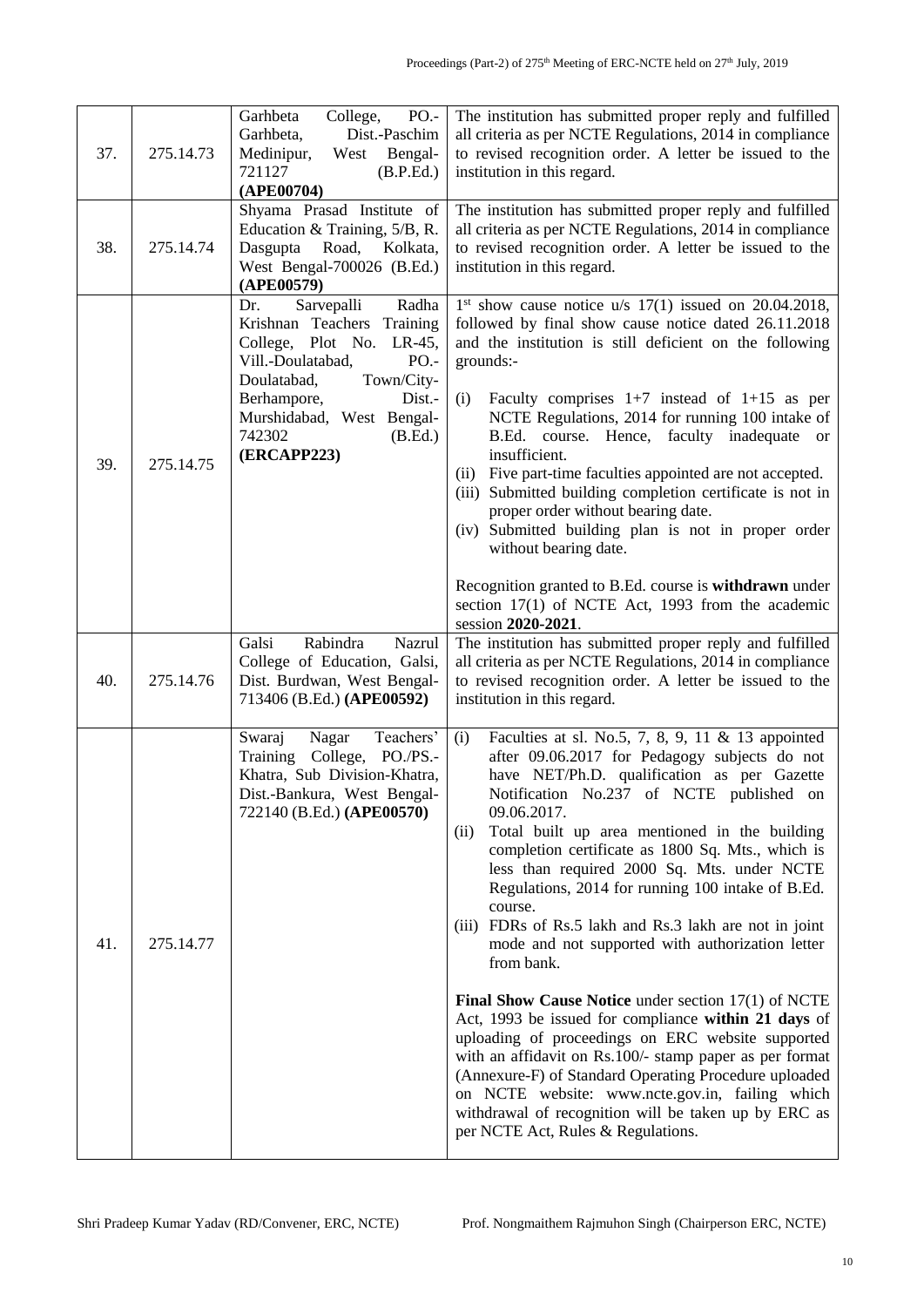| 37. | 275.14.73 | Garhbeta College, PO.-Garhbeta, Dist.-Paschim Medinipur, West Bengal-721127 (B.P.Ed.) **(APE00704)** | The institution has submitted proper reply and fulfilled all criteria as per NCTE Regulations, 2014 in compliance to revised recognition order. A letter be issued to the institution in this regard. |
|---|---|---|---|
| 38. | 275.14.74 | Shyama Prasad Institute of Education & Training, 5/B, R. Dasgupta Road, Kolkata, West Bengal-700026 (B.Ed.) **(APE00579)** | The institution has submitted proper reply and fulfilled all criteria as per NCTE Regulations, 2014 in compliance to revised recognition order. A letter be issued to the institution in this regard. |
| 39. | 275.14.75 | Dr. Sarvepalli Radha Krishnan Teachers Training College, Plot No. LR-45, Vill.-Doulatabad, PO.-Doulatabad, Town/City-Berhampore, Dist.-Murshidabad, West Bengal-742302 (B.Ed.) **(ERCAPP223)** | 1st show cause notice u/s 17(1) issued on 20.04.2018, followed by final show cause notice dated 26.11.2018 and the institution is still deficient on the following grounds:-<br><br>(i) Faculty comprises 1+7 instead of 1+15 as per NCTE Regulations, 2014 for running 100 intake of B.Ed. course. Hence, faculty inadequate or insufficient.<br>(ii) Five part-time faculties appointed are not accepted.<br>(iii) Submitted building completion certificate is not in proper order without bearing date.<br>(iv) Submitted building plan is not in proper order without bearing date.<br><br>Recognition granted to B.Ed. course is **withdrawn** under section 17(1) of NCTE Act, 1993 from the academic session **2020-2021**. |
| 40. | 275.14.76 | Galsi Rabindra Nazrul College of Education, Galsi, Dist. Burdwan, West Bengal-713406 (B.Ed.) **(APE00592)** | The institution has submitted proper reply and fulfilled all criteria as per NCTE Regulations, 2014 in compliance to revised recognition order. A letter be issued to the institution in this regard. |
| 41. | 275.14.77 | Swaraj Nagar Teachers' Training College, PO./PS.-Khatra, Sub Division-Khatra, Dist.-Bankura, West Bengal-722140 (B.Ed.) **(APE00570)** | (i) Faculties at sl. No.5, 7, 8, 9, 11 & 13 appointed after 09.06.2017 for Pedagogy subjects do not have NET/Ph.D. qualification as per Gazette Notification No.237 of NCTE published on 09.06.2017.<br>(ii) Total built up area mentioned in the building completion certificate as 1800 Sq. Mts., which is less than required 2000 Sq. Mts. under NCTE Regulations, 2014 for running 100 intake of B.Ed. course.<br>(iii) FDRs of Rs.5 lakh and Rs.3 lakh are not in joint mode and not supported with authorization letter from bank.<br><br>**Final Show Cause Notice** under section 17(1) of NCTE Act, 1993 be issued for compliance **within 21 days** of uploading of proceedings on ERC website supported with an affidavit on Rs.100/- stamp paper as per format (Annexure-F) of Standard Operating Procedure uploaded on NCTE website: www.ncte.gov.in, failing which withdrawal of recognition will be taken up by ERC as per NCTE Act, Rules & Regulations. |

Shri Pradeep Kumar Yadav (RD/Convener, ERC, NCTE) Prof. Nongmaithem Rajmuhon Singh (Chairperson ERC, NCTE)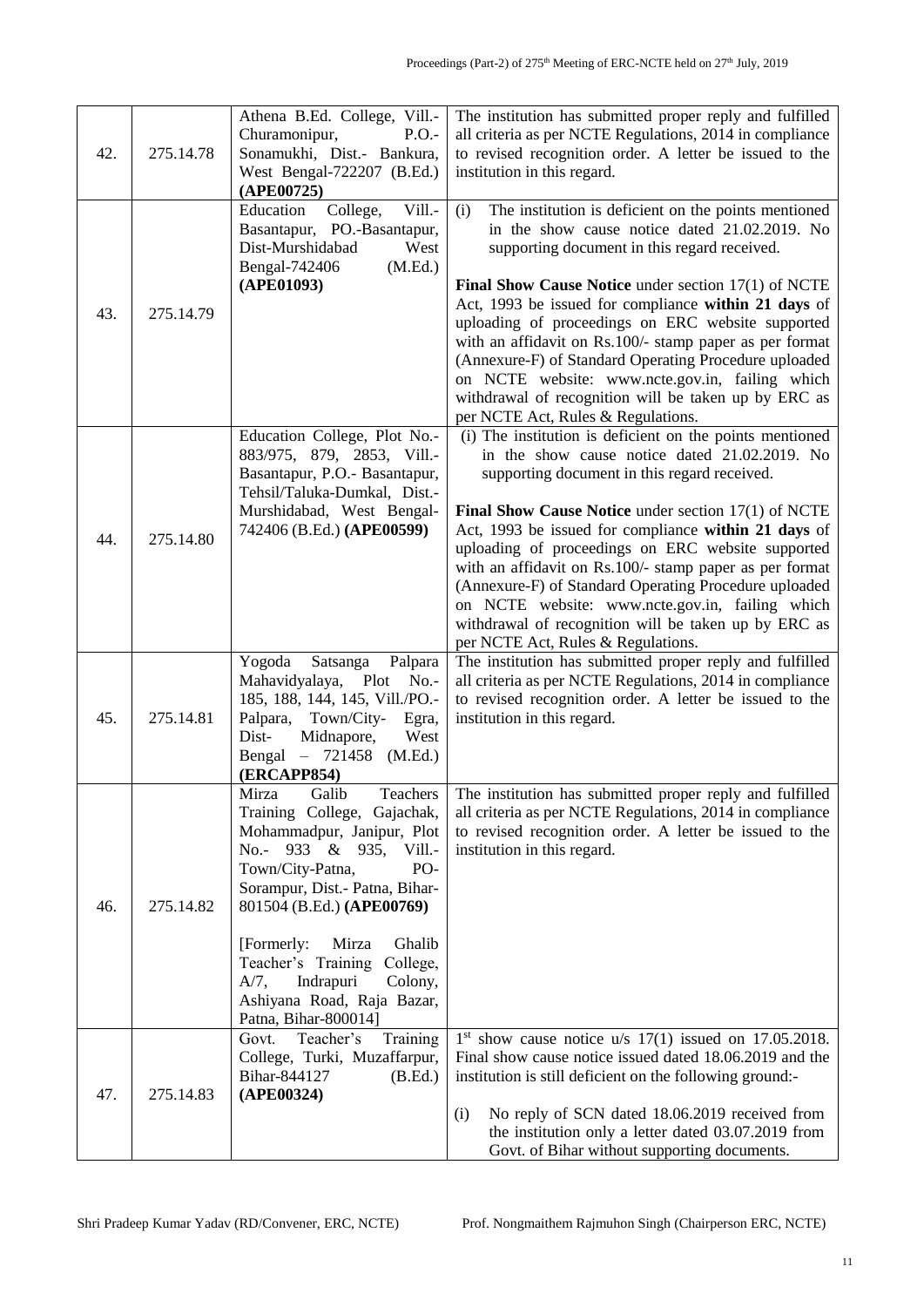| 42. | 275.14.78 | Athena B.Ed. College, Vill.- Churamonipur, P.O.- Sonamukhi, Dist.- Bankura, West Bengal-722207 (B.Ed.) **(APE00725)** | The institution has submitted proper reply and fulfilled all criteria as per NCTE Regulations, 2014 in compliance to revised recognition order. A letter be issued to the institution in this regard. |
|---|---|---|---|
| 43. | 275.14.79 | Education College, Vill.- Basantapur, PO.-Basantapur, Dist-Murshidabad West Bengal-742406 (M.Ed.) **(APE01093)** | (i) The institution is deficient on the points mentioned in the show cause notice dated 21.02.2019. No supporting document in this regard received.<br><br>**Final Show Cause Notice** under section 17(1) of NCTE Act, 1993 be issued for compliance **within 21 days** of uploading of proceedings on ERC website supported with an affidavit on Rs.100/- stamp paper as per format (Annexure-F) of Standard Operating Procedure uploaded on NCTE website: www.ncte.gov.in, failing which withdrawal of recognition will be taken up by ERC as per NCTE Act, Rules & Regulations. |
| 44. | 275.14.80 | Education College, Plot No.- 883/975, 879, 2853, Vill.- Basantapur, P.O.- Basantapur, Tehsil/Taluka-Dumkal, Dist.- Murshidabad, West Bengal-742406 (B.Ed.) **(APE00599)** | (i) The institution is deficient on the points mentioned in the show cause notice dated 21.02.2019. No supporting document in this regard received.<br><br>**Final Show Cause Notice** under section 17(1) of NCTE Act, 1993 be issued for compliance **within 21 days** of uploading of proceedings on ERC website supported with an affidavit on Rs.100/- stamp paper as per format (Annexure-F) of Standard Operating Procedure uploaded on NCTE website: www.ncte.gov.in, failing which withdrawal of recognition will be taken up by ERC as per NCTE Act, Rules & Regulations. |
| 45. | 275.14.81 | Yogoda Satsanga Palpara Mahavidyalaya, Plot No.- 185, 188, 144, 145, Vill./PO.- Palpara, Town/City- Egra, Dist- Midnapore, West Bengal – 721458 (M.Ed.) **(ERCAPP854)** | The institution has submitted proper reply and fulfilled all criteria as per NCTE Regulations, 2014 in compliance to revised recognition order. A letter be issued to the institution in this regard. |
| 46. | 275.14.82 | Mirza Galib Teachers Training College, Gajachak, Mohammadpur, Janipur, Plot No.- 933 & 935, Vill.- Town/City-Patna, PO- Sorampur, Dist.- Patna, Bihar-801504 (B.Ed.) **(APE00769)**<br><br>[Formerly: Mirza Ghalib Teacher's Training College, A/7, Indrapuri Colony, Ashiyana Road, Raja Bazar, Patna, Bihar-800014] | The institution has submitted proper reply and fulfilled all criteria as per NCTE Regulations, 2014 in compliance to revised recognition order. A letter be issued to the institution in this regard. |
| 47. | 275.14.83 | Govt. Teacher's Training College, Turki, Muzaffarpur, Bihar-844127 (B.Ed.) **(APE00324)** | 1st show cause notice u/s 17(1) issued on 17.05.2018. Final show cause notice issued dated 18.06.2019 and the institution is still deficient on the following ground:-<br><br>(i) No reply of SCN dated 18.06.2019 received from the institution only a letter dated 03.07.2019 from Govt. of Bihar without supporting documents. |

Shri Pradeep Kumar Yadav (RD/Convener, ERC, NCTE) Prof. Nongmaithem Rajmuhon Singh (Chairperson ERC, NCTE)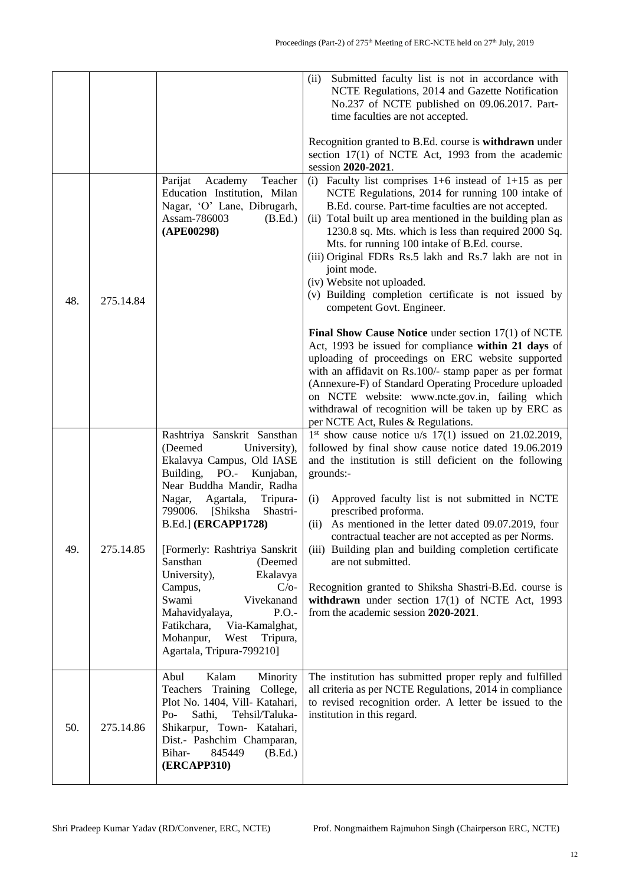| | | | (ii) Submitted faculty list is not in accordance with NCTE Regulations, 2014 and Gazette Notification No.237 of NCTE published on 09.06.2017. Part-time faculties are not accepted.<br><br>Recognition granted to B.Ed. course is **withdrawn** under section 17(1) of NCTE Act, 1993 from the academic session **2020-2021**. |
|---|---|---|---|
| 48. | 275.14.84 | Parijat Academy Teacher Education Institution, Milan Nagar, 'O' Lane, Dibrugarh, Assam-786003 (B.Ed.) **(APE00298)** | (i) Faculty list comprises 1+6 instead of 1+15 as per NCTE Regulations, 2014 for running 100 intake of B.Ed. course. Part-time faculties are not accepted.<br>(ii) Total built up area mentioned in the building plan as 1230.8 sq. Mts. which is less than required 2000 Sq. Mts. for running 100 intake of B.Ed. course.<br>(iii) Original FDRs Rs.5 lakh and Rs.7 lakh are not in joint mode.<br>(iv) Website not uploaded.<br>(v) Building completion certificate is not issued by competent Govt. Engineer.<br><br>**Final Show Cause Notice** under section 17(1) of NCTE Act, 1993 be issued for compliance **within 21 days** of uploading of proceedings on ERC website supported with an affidavit on Rs.100/- stamp paper as per format (Annexure-F) of Standard Operating Procedure uploaded on NCTE website: www.ncte.gov.in, failing which withdrawal of recognition will be taken up by ERC as per NCTE Act, Rules & Regulations. |
| 49. | 275.14.85 | Rashtriya Sanskrit Sansthan (Deemed University), Ekalavya Campus, Old IASE Building, PO.- Kunjaban, Near Buddha Mandir, Radha Nagar, Agartala, Tripura-799006. [Shiksha Shastri-B.Ed.] **(ERCAPP1728)**<br><br>[Formerly: Rashtriya Sanskrit Sansthan (Deemed University), Ekalavya Campus, C/o-Swami Vivekanand Mahavidyalaya, P.O.- Fatikchara, Via-Kamalghat, Mohanpur, West Tripura, Agartala, Tripura-799210] | 1st show cause notice u/s 17(1) issued on 21.02.2019, followed by final show cause notice dated 19.06.2019 and the institution is still deficient on the following grounds:-<br><br>(i) Approved faculty list is not submitted in NCTE prescribed proforma.<br>(ii) As mentioned in the letter dated 09.07.2019, four contractual teacher are not accepted as per Norms.<br>(iii) Building plan and building completion certificate are not submitted.<br><br>Recognition granted to Shiksha Shastri-B.Ed. course is **withdrawn** under section 17(1) of NCTE Act, 1993 from the academic session **2020-2021**. |
| 50. | 275.14.86 | Abul Kalam Minority Teachers Training College, Plot No. 1404, Vill- Katahari, Po- Sathi, Tehsil/Taluka-Shikarpur, Town- Katahari, Dist.- Pashchim Champaran, Bihar- 845449 (B.Ed.) **(ERCAPP310)** | The institution has submitted proper reply and fulfilled all criteria as per NCTE Regulations, 2014 in compliance to revised recognition order. A letter be issued to the institution in this regard. |

Shri Pradeep Kumar Yadav (RD/Convener, ERC, NCTE) Prof. Nongmaithem Rajmuhon Singh (Chairperson ERC, NCTE)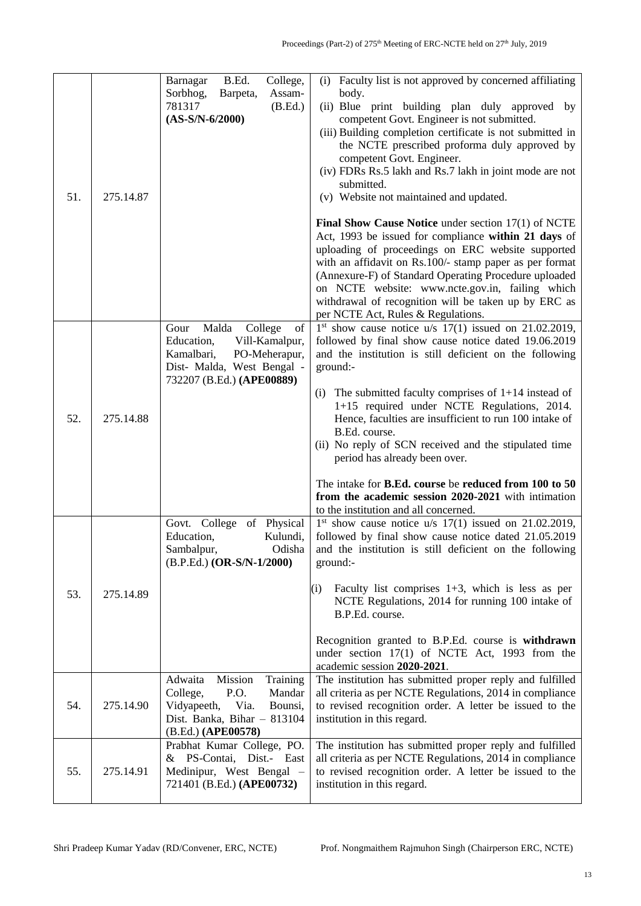| | | | |
|---|---|---|---|
| 51. | 275.14.87 | Barnagar B.Ed. College, Sorbhog, Barpeta, Assam-781317 (B.Ed.) **(AS-S/N-6/2000)** | (i) Faculty list is not approved by concerned affiliating body.<br>(ii) Blue print building plan duly approved by competent Govt. Engineer is not submitted.<br>(iii) Building completion certificate is not submitted in the NCTE prescribed proforma duly approved by competent Govt. Engineer.<br>(iv) FDRs Rs.5 lakh and Rs.7 lakh in joint mode are not submitted.<br>(v) Website not maintained and updated.<br><br>**Final Show Cause Notice** under section 17(1) of NCTE Act, 1993 be issued for compliance **within 21 days** of uploading of proceedings on ERC website supported with an affidavit on Rs.100/- stamp paper as per format (Annexure-F) of Standard Operating Procedure uploaded on NCTE website: www.ncte.gov.in, failing which withdrawal of recognition will be taken up by ERC as per NCTE Act, Rules & Regulations. |
| 52. | 275.14.88 | Gour Malda College of Education, Vill-Kamalpur, Kamalbari, PO-Meherapur, Dist- Malda, West Bengal - 732207 (B.Ed.) **(APE00889)** | 1st show cause notice u/s 17(1) issued on 21.02.2019, followed by final show cause notice dated 19.06.2019 and the institution is still deficient on the following ground:-<br><br>(i) The submitted faculty comprises of 1+14 instead of 1+15 required under NCTE Regulations, 2014. Hence, faculties are insufficient to run 100 intake of B.Ed. course.<br>(ii) No reply of SCN received and the stipulated time period has already been over.<br><br>The intake for **B.Ed. course** be **reduced from 100 to 50 from the academic session 2020-2021** with intimation to the institution and all concerned. |
| 53. | 275.14.89 | Govt. College of Physical Education, Kulundi, Sambalpur, Odisha (B.P.Ed.) **(OR-S/N-1/2000)** | 1st show cause notice u/s 17(1) issued on 21.02.2019, followed by final show cause notice dated 21.05.2019 and the institution is still deficient on the following ground:-<br><br>(i) Faculty list comprises 1+3, which is less as per NCTE Regulations, 2014 for running 100 intake of B.P.Ed. course.<br><br>Recognition granted to B.P.Ed. course is **withdrawn** under section 17(1) of NCTE Act, 1993 from the academic session **2020-2021**. |
| 54. | 275.14.90 | Adwaita Mission Training College, P.O. Mandar Vidyapeeth, Via. Bounsi, Dist. Banka, Bihar – 813104 (B.Ed.) **(APE00578)** | The institution has submitted proper reply and fulfilled all criteria as per NCTE Regulations, 2014 in compliance to revised recognition order. A letter be issued to the institution in this regard. |
| 55. | 275.14.91 | Prabhat Kumar College, PO. & PS-Contai, Dist.- East Medinipur, West Bengal – 721401 (B.Ed.) **(APE00732)** | The institution has submitted proper reply and fulfilled all criteria as per NCTE Regulations, 2014 in compliance to revised recognition order. A letter be issued to the institution in this regard. |

Shri Pradeep Kumar Yadav (RD/Convener, ERC, NCTE) Prof. Nongmaithem Rajmuhon Singh (Chairperson ERC, NCTE)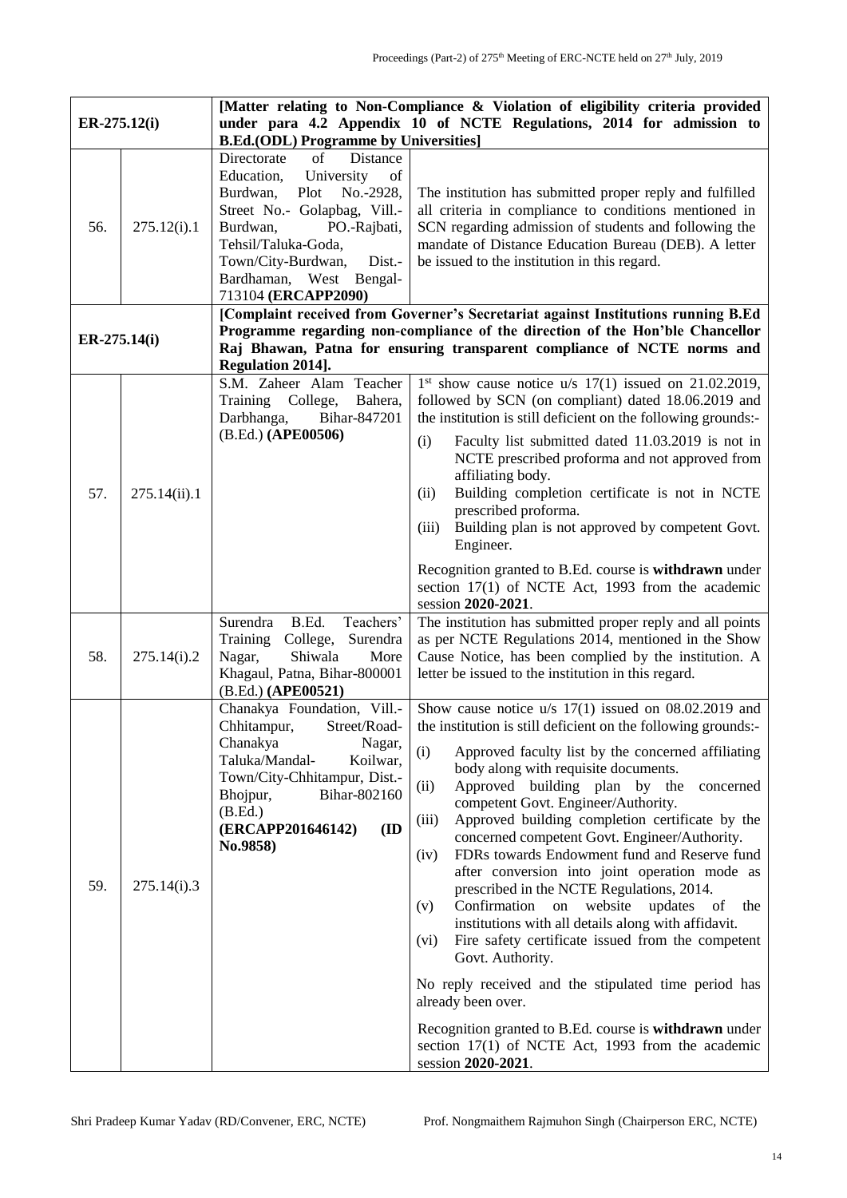| ER-275.12(i) | | [Matter relating to Non-Compliance & Violation of eligibility criteria provided under para 4.2 Appendix 10 of NCTE Regulations, 2014 for admission to B.Ed.(ODL) Programme by Universities] | |
|---|---|---|---|
| 56. | 275.12(i).1 | Directorate of Distance Education, University of Burdwan, Plot No.-2928, Street No.- Golapbag, Vill.- Burdwan, PO.-Rajbati, Tehsil/Taluka-Goda, Town/City-Burdwan, Dist.- Bardhaman, West Bengal-713104 **(ERCAPP2090)** | The institution has submitted proper reply and fulfilled all criteria in compliance to conditions mentioned in SCN regarding admission of students and following the mandate of Distance Education Bureau (DEB). A letter be issued to the institution in this regard. |
| **ER-275.14(i)** | | **[Complaint received from Governer's Secretariat against Institutions running B.Ed Programme regarding non-compliance of the direction of the Hon'ble Chancellor Raj Bhawan, Patna for ensuring transparent compliance of NCTE norms and Regulation 2014].** | |
| 57. | 275.14(ii).1 | S.M. Zaheer Alam Teacher Training College, Bahera, Darbhanga, Bihar-847201 (B.Ed.) **(APE00506)** | 1st show cause notice u/s 17(1) issued on 21.02.2019, followed by SCN (on compliant) dated 18.06.2019 and the institution is still deficient on the following grounds:-<br>(i) Faculty list submitted dated 11.03.2019 is not in NCTE prescribed proforma and not approved from affiliating body.<br>(ii) Building completion certificate is not in NCTE prescribed proforma.<br>(iii) Building plan is not approved by competent Govt. Engineer.<br><br>Recognition granted to B.Ed. course is **withdrawn** under section 17(1) of NCTE Act, 1993 from the academic session **2020-2021**. |
| 58. | 275.14(i).2 | Surendra B.Ed. Teachers' Training College, Surendra Nagar, Shiwala More Khagaul, Patna, Bihar-800001 (B.Ed.) **(APE00521)** | The institution has submitted proper reply and all points as per NCTE Regulations 2014, mentioned in the Show Cause Notice, has been complied by the institution. A letter be issued to the institution in this regard. |
| 59. | 275.14(i).3 | Chanakya Foundation, Vill.- Chhitampur, Street/Road- Chanakya Nagar, Taluka/Mandal- Koilwar, Town/City-Chhitampur, Dist.- Bhojpur, Bihar-802160 (B.Ed.) **(ERCAPP201646142) (ID No.9858)** | Show cause notice u/s 17(1) issued on 08.02.2019 and the institution is still deficient on the following grounds:-<br>(i) Approved faculty list by the concerned affiliating body along with requisite documents.<br>(ii) Approved building plan by the concerned competent Govt. Engineer/Authority.<br>(iii) Approved building completion certificate by the concerned competent Govt. Engineer/Authority.<br>(iv) FDRs towards Endowment fund and Reserve fund after conversion into joint operation mode as prescribed in the NCTE Regulations, 2014.<br>(v) Confirmation on website updates of the institutions with all details along with affidavit.<br>(vi) Fire safety certificate issued from the competent Govt. Authority.<br><br>No reply received and the stipulated time period has already been over.<br><br>Recognition granted to B.Ed. course is **withdrawn** under section 17(1) of NCTE Act, 1993 from the academic session **2020-2021**. |

Shri Pradeep Kumar Yadav (RD/Convener, ERC, NCTE) Prof. Nongmaithem Rajmuhon Singh (Chairperson ERC, NCTE)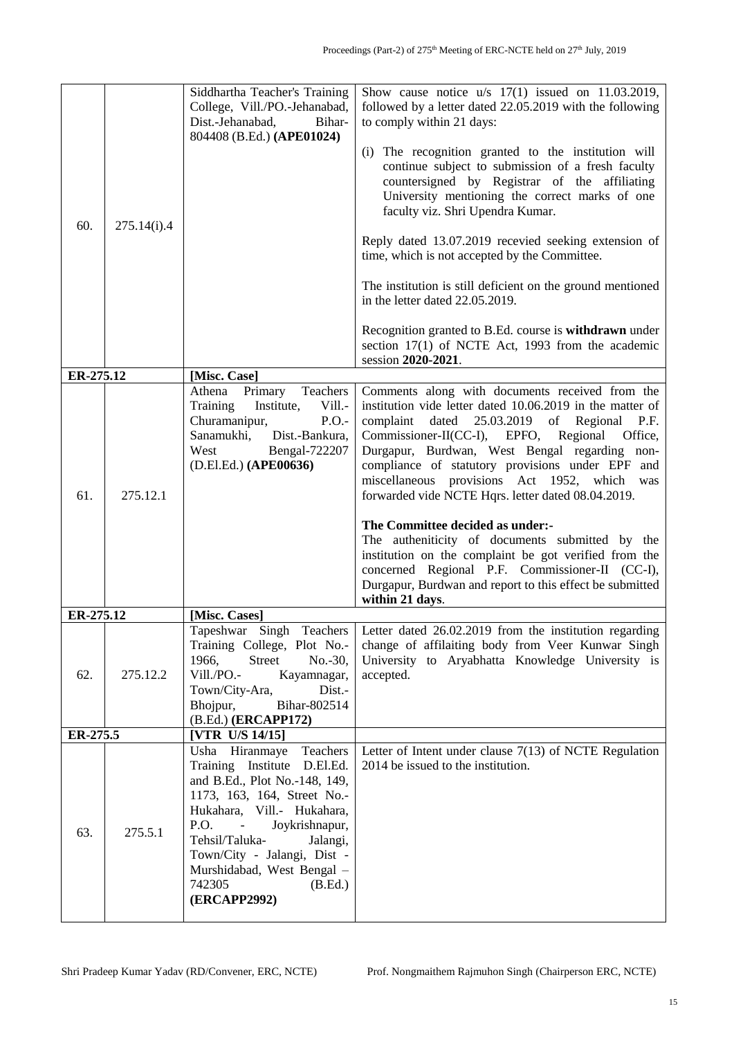| | | | |
|---|---|---|---|
| 60. | 275.14(i).4 | Siddhartha Teacher's Training College, Vill./PO.-Jehanabad, Dist.-Jehanabad, Bihar-804408 (B.Ed.) **(APE01024)** | Show cause notice u/s 17(1) issued on 11.03.2019, followed by a letter dated 22.05.2019 with the following to comply within 21 days:<br><br>(i) The recognition granted to the institution will continue subject to submission of a fresh faculty countersigned by Registrar of the affiliating University mentioning the correct marks of one faculty viz. Shri Upendra Kumar.<br><br>Reply dated 13.07.2019 recevied seeking extension of time, which is not accepted by the Committee.<br><br>The institution is still deficient on the ground mentioned in the letter dated 22.05.2019.<br><br>Recognition granted to B.Ed. course is **withdrawn** under section 17(1) of NCTE Act, 1993 from the academic session **2020-2021**. |
| **ER-275.12** | | **[Misc. Case]** | |
| 61. | 275.12.1 | Athena Primary Teachers Training Institute, Vill.-Churamanipur, P.O.-Sanamukhi, Dist.-Bankura, West Bengal-722207 (D.El.Ed.) **(APE00636)** | Comments along with documents received from the institution vide letter dated 10.06.2019 in the matter of complaint dated 25.03.2019 of Regional P.F. Commissioner-II(CC-I), EPFO, Regional Office, Durgapur, Burdwan, West Bengal regarding non-compliance of statutory provisions under EPF and miscellaneous provisions Act 1952, which was forwarded vide NCTE Hqrs. letter dated 08.04.2019.<br><br>**The Committee decided as under:-**<br>The authenticity of documents submitted by the institution on the complaint be got verified from the concerned Regional P.F. Commissioner-II (CC-I), Durgapur, Burdwan and report to this effect be submitted **within 21 days**. |
| **ER-275.12** | | **[Misc. Cases]** | |
| 62. | 275.12.2 | Tapeshwar Singh Teachers Training College, Plot No.-1966, Street No.-30, Vill./PO.- Kayamnagar, Town/City-Ara, Dist.-Bhojpur, Bihar-802514 (B.Ed.) **(ERCAPP172)** | Letter dated 26.02.2019 from the institution regarding change of affilaiting body from Veer Kunwar Singh University to Aryabhatta Knowledge University is accepted. |
| **ER-275.5** | | **[VTR U/S 14/15]** | |
| 63. | 275.5.1 | Usha Hiranmaye Teachers Training Institute D.El.Ed. and B.Ed., Plot No.-148, 149, 1173, 163, 164, Street No.-Hukahara, Vill.- Hukahara, P.O. - Joykrishnapur, Tehsil/Taluka- Jalangi, Town/City - Jalangi, Dist - Murshidabad, West Bengal – 742305 (B.Ed.) **(ERCAPP2992)** | Letter of Intent under clause 7(13) of NCTE Regulation 2014 is issued to the institution. |

Shri Pradeep Kumar Yadav (RD/Convener, ERC, NCTE) Prof. Nongmaithem Rajmuhon Singh (Chairperson ERC, NCTE)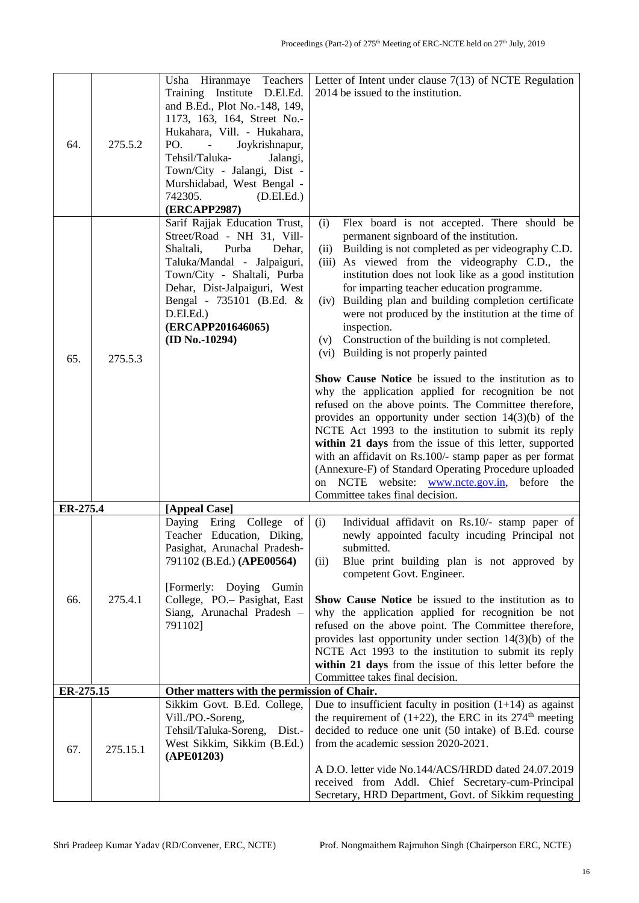| | | | |
|---|---|---|---|
| 64. | 275.5.2 | Usha Hiranmaye Teachers Training Institute D.El.Ed. and B.Ed., Plot No.-148, 149, 1173, 163, 164, Street No.- Hukahara, Vill. - Hukahara, PO. - Joykrishnapur, Tehsil/Taluka- Jalangi, Town/City - Jalangi, Dist - Murshidabad, West Bengal - 742305. (D.El.Ed.) **(ERCAPP2987)** | Letter of Intent under clause 7(13) of NCTE Regulation 2014 be issued to the institution. |
| 65. | 275.5.3 | Sarif Rajjak Education Trust, Street/Road - NH 31, Vill- Shaltali, Purba Dehar, Taluka/Mandal - Jalpaiguri, Town/City - Shaltali, Purba Dehar, Dist-Jalpaiguri, West Bengal - 735101 (B.Ed. & D.El.Ed.) **(ERCAPP201646065)** **(ID No.-10294)** | (i) Flex board is not accepted. There should be permanent signboard of the institution.<br>(ii) Building is not completed as per videography C.D.<br>(iii) As viewed from the videography C.D., the institution does not look like as a good institution for imparting teacher education programme.<br>(iv) Building plan and building completion certificate were not produced by the institution at the time of inspection.<br>(v) Construction of the building is not completed.<br>(vi) Building is not properly painted<br><br>**Show Cause Notice** be issued to the institution as to why the application applied for recognition be not refused on the above points. The Committee therefore, provides an opportunity under section 14(3)(b) of the NCTE Act 1993 to the institution to submit its reply **within 21 days** from the issue of this letter, supported with an affidavit on Rs.100/- stamp paper as per format (Annexure-F) of Standard Operating Procedure uploaded on NCTE website: www.ncte.gov.in, before the Committee takes final decision. |
| **ER-275.4** | | **[Appeal Case]** | |
| 66. | 275.4.1 | Daying Ering College of Teacher Education, Diking, Pasighat, Arunachal Pradesh- 791102 (B.Ed.) **(APE00564)**<br><br>[Formerly: Doying Gumin College, PO.– Pasighat, East Siang, Arunachal Pradesh – 791102] | (i) Individual affidavit on Rs.10/- stamp paper of newly appointed faculty incuding Principal not submitted.<br>(ii) Blue print building plan is not approved by competent Govt. Engineer.<br><br>**Show Cause Notice** be issued to the institution as to why the application applied for recognition be not refused on the above point. The Committee therefore, provides last opportunity under section 14(3)(b) of the NCTE Act 1993 to the institution to submit its reply **within 21 days** from the issue of this letter before the Committee takes final decision. |
| **ER-275.15** | | **Other matters with the permission of Chair.** | |
| 67. | 275.15.1 | Sikkim Govt. B.Ed. College, Vill./PO.-Soreng, Tehsil/Taluka-Soreng, Dist.- West Sikkim, Sikkim (B.Ed.) **(APE01203)** | Due to insufficient faculty in position (1+14) as against the requirement of (1+22), the ERC in its 274[th] meeting decided to reduce one unit (50 intake) of B.Ed. course from the academic session 2020-2021.<br><br>A D.O. letter vide No.144/ACS/HRDD dated 24.07.2019 received from Addl. Chief Secretary-cum-Principal Secretary, HRD Department, Govt. of Sikkim requesting |

Shri Pradeep Kumar Yadav (RD/Convener, ERC, NCTE) Prof. Nongmaithem Rajmuhon Singh (Chairperson ERC, NCTE)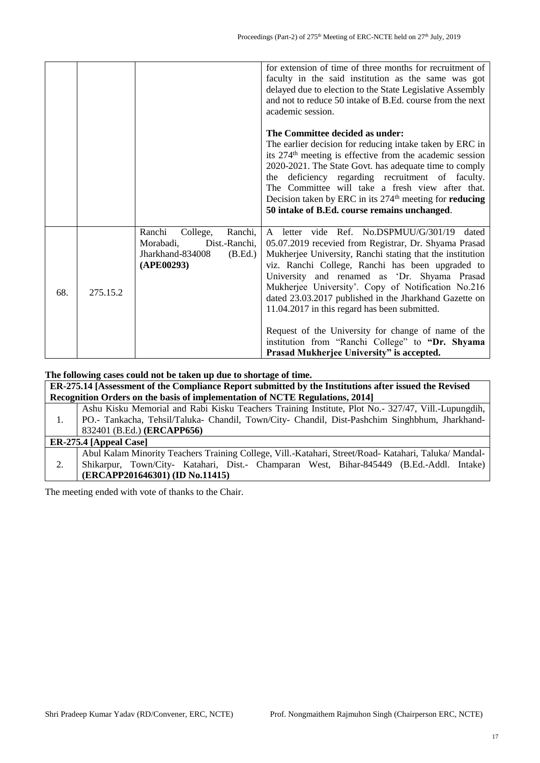| | | | |
|---|---|---|---|
| | | | for extension of time of three months for recruitment of faculty in the said institution as the same was got delayed due to election to the State Legislative Assembly and not to reduce 50 intake of B.Ed. course from the next academic session.<br><br>**The Committee decided as under:**<br>The earlier decision for reducing intake taken by ERC in its 274th meeting is effective from the academic session 2020-2021. The State Govt. has adequate time to comply the deficiency regarding recruitment of faculty. The Committee will take a fresh view after that. Decision taken by ERC in its 274th meeting for **reducing 50 intake of B.Ed. course remains unchanged**. |
| 68. | 275.15.2 | Ranchi College, Ranchi, Morabadi, Dist.-Ranchi, Jharkhand-834008 (B.Ed.) **(APE00293)** | A letter vide Ref. No.DSPMUU/G/301/19 dated 05.07.2019 recevied from Registrar, Dr. Shyama Prasad Mukherjee University, Ranchi stating that the institution viz. Ranchi College, Ranchi has been upgraded to University and renamed as 'Dr. Shyama Prasad Mukherjee University'. Copy of Notification No.216 dated 23.03.2017 published in the Jharkhand Gazette on 11.04.2017 in this regard has been submitted.<br><br>Request of the University for change of name of the institution from "Ranchi College" to **"Dr. Shyama Prasad Mukherjee University" is accepted.** |

**The following cases could not be taken up due to shortage of time.**

| | |
|---|---|
| **ER-275.14 [Assessment of the Compliance Report submitted by the Institutions after issued the Revised Recognition Orders on the basis of implementation of NCTE Regulations, 2014]** | |
| 1. | Ashu Kisku Memorial and Rabi Kisku Teachers Training Institute, Plot No.- 327/47, Vill.-Lupungdih, PO.- Tankacha, Tehsil/Taluka- Chandil, Town/City- Chandil, Dist-Pashchim Singhbhum, Jharkhand-832401 (B.Ed.) **(ERCAPP656)** |
| **ER-275.4 [Appeal Case]** | |
| 2. | Abul Kalam Minority Teachers Training College, Vill.-Katahari, Street/Road- Katahari, Taluka/ Mandal-Shikarpur, Town/City- Katahari, Dist.- Champaran West, Bihar-845449 (B.Ed.-Addl. Intake) **(ERCAPP201646301) (ID No.11415)** |

The meeting ended with vote of thanks to the Chair.

Shri Pradeep Kumar Yadav (RD/Convener, ERC, NCTE) Prof. Nongmaithem Rajmuhon Singh (Chairperson ERC, NCTE)